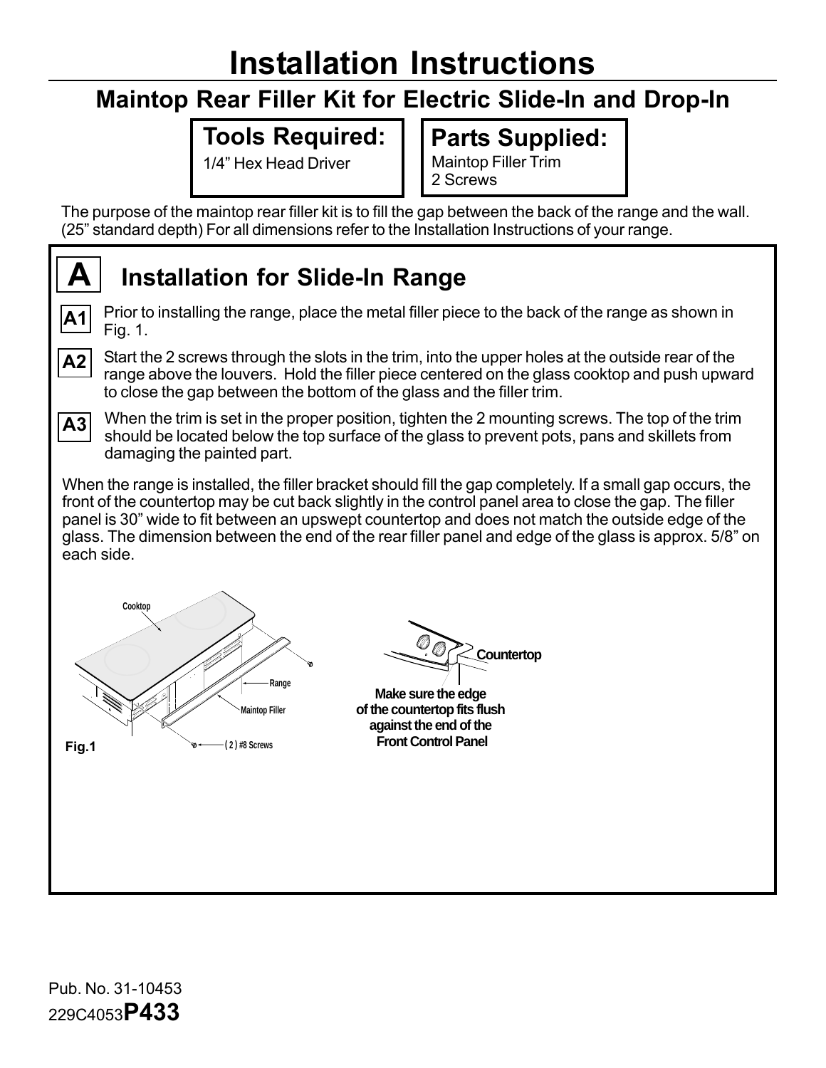# Installation Instructions

## Maintop Rear Filler Kit for Electric Slide-In and Drop-In

**Tools Required:**
1/4" Hex Head Driver

**Parts Supplied:**
Maintop Filler Trim
2 Screws

The purpose of the maintop rear filler kit is to fill the gap between the back of the range and the wall. (25" standard depth) For all dimensions refer to the Installation Instructions of your range.

## A Installation for Slide-In Range

**A1** Prior to installing the range, place the metal filler piece to the back of the range as shown in Fig. 1.

**A2** Start the 2 screws through the slots in the trim, into the upper holes at the outside rear of the range above the louvers. Hold the filler piece centered on the glass cooktop and push upward to close the gap between the bottom of the glass and the filler trim.

**A3** When the trim is set in the proper position, tighten the 2 mounting screws. The top of the trim should be located below the top surface of the glass to prevent pots, pans and skillets from damaging the painted part.

When the range is installed, the filler bracket should fill the gap completely. If a small gap occurs, the front of the countertop may be cut back slightly in the control panel area to close the gap. The filler panel is 30" wide to fit between an upswept countertop and does not match the outside edge of the glass. The dimension between the end of the rear filler panel and edge of the glass is approx. 5/8" on each side.

Cooktop

Range

Maintop Filler

( 2 ) #8 Screws

Fig.1

Countertop

Make sure the edge of the countertop fits flush against the end of the Front Control Panel

Pub. No. 31-10453
229C4053**P433**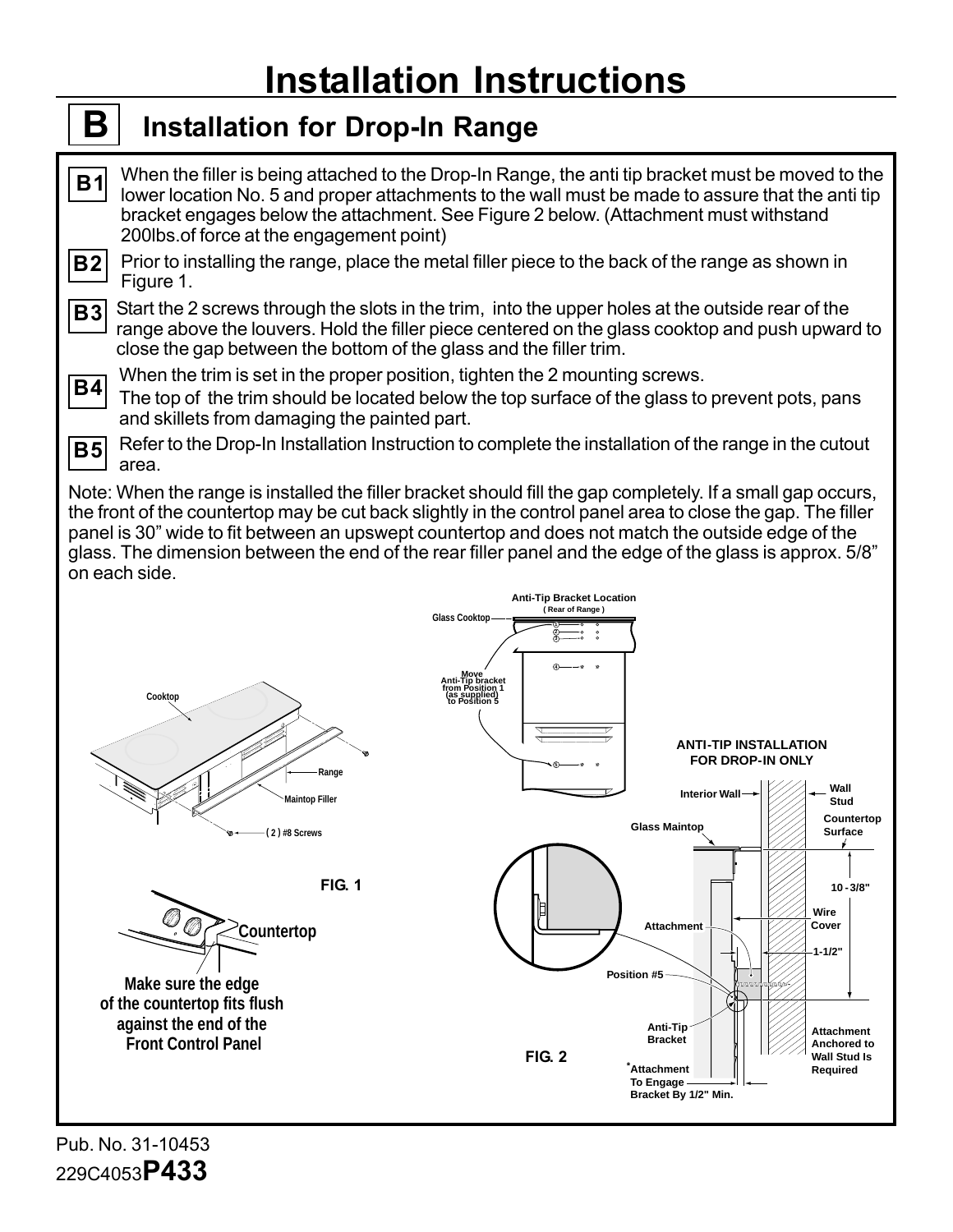# Installation Instructions

## B Installation for Drop-In Range

**B1** When the filler is being attached to the Drop-In Range, the anti tip bracket must be moved to the lower location No. 5 and proper attachments to the wall must be made to assure that the anti tip bracket engages below the attachment. See Figure 2 below. (Attachment must withstand 200lbs.of force at the engagement point)

**B2** Prior to installing the range, place the metal filler piece to the back of the range as shown in Figure 1.

**B3** Start the 2 screws through the slots in the trim, into the upper holes at the outside rear of the range above the louvers. Hold the filler piece centered on the glass cooktop and push upward to close the gap between the bottom of the glass and the filler trim.

**B4** When the trim is set in the proper position, tighten the 2 mounting screws. The top of the trim should be located below the top surface of the glass to prevent pots, pans and skillets from damaging the painted part.

**B5** Refer to the Drop-In Installation Instruction to complete the installation of the range in the cutout area.

Note: When the range is installed the filler bracket should fill the gap completely. If a small gap occurs, the front of the countertop may be cut back slightly in the control panel area to close the gap. The filler panel is 30” wide to fit between an upswept countertop and does not match the outside edge of the glass. The dimension between the end of the rear filler panel and the edge of the glass is approx. 5/8” on each side.

Cooktop
Range
Maintop Filler
( 2 ) #8 Screws

FIG. 1

Countertop

Make sure the edge of the countertop fits flush against the end of the Front Control Panel

Anti-Tip Bracket Location
( Rear of Range )
Glass Cooktop
Move Anti-Tip bracket from Position 1 (as supplied) to Position 5

ANTI-TIP INSTALLATION FOR DROP-IN ONLY

Interior Wall
Wall Stud
Countertop Surface
Glass Maintop
10 - 3/8"
Wire Cover
Attachment
1-1/2"
Position #5
Anti-Tip Bracket
Attachment Anchored to Wall Stud Is Required
*Attachment To Engage Bracket By 1/2" Min.

FIG. 2

Pub. No. 31-10453
229C4053**P433**